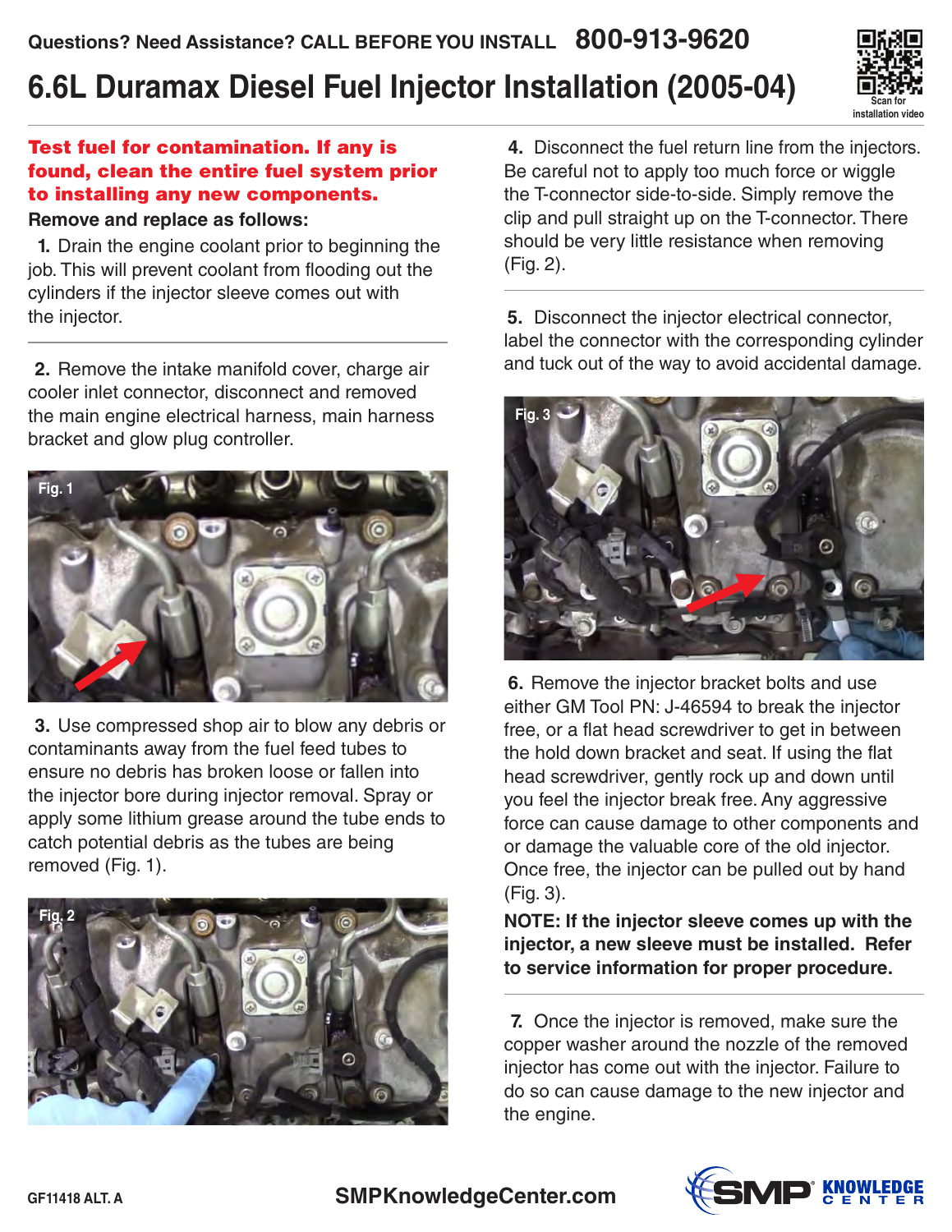Questions? Need Assistance? CALL BEFORE YOU INSTALL **800-913-9620**

# 6.6L Duramax Diesel Fuel Injector Installation (2005-04)

Scan for installation video

**Test fuel for contamination. If any is found, clean the entire fuel system prior to installing any new components.**

**Remove and replace as follows:**

**1.** Drain the engine coolant prior to beginning the job. This will prevent coolant from flooding out the cylinders if the injector sleeve comes out with the injector.

**2.** Remove the intake manifold cover, charge air cooler inlet connector, disconnect and removed the main engine electrical harness, main harness bracket and glow plug controller.

Fig. 1

**3.** Use compressed shop air to blow any debris or contaminants away from the fuel feed tubes to ensure no debris has broken loose or fallen into the injector bore during injector removal. Spray or apply some lithium grease around the tube ends to catch potential debris as the tubes are being removed (Fig. 1).

Fig. 2

**4.** Disconnect the fuel return line from the injectors. Be careful not to apply too much force or wiggle the T-connector side-to-side. Simply remove the clip and pull straight up on the T-connector. There should be very little resistance when removing (Fig. 2).

**5.** Disconnect the injector electrical connector, label the connector with the corresponding cylinder and tuck out of the way to avoid accidental damage.

Fig. 3

**6.** Remove the injector bracket bolts and use either GM Tool PN: J-46594 to break the injector free, or a flat head screwdriver to get in between the hold down bracket and seat. If using the flat head screwdriver, gently rock up and down until you feel the injector break free. Any aggressive force can cause damage to other components and or damage the valuable core of the old injector. Once free, the injector can be pulled out by hand (Fig. 3).

**NOTE: If the injector sleeve comes up with the injector, a new sleeve must be installed. Refer to service information for proper procedure.**

**7.** Once the injector is removed, make sure the copper washer around the nozzle of the removed injector has come out with the injector. Failure to do so can cause damage to the new injector and the engine.

GF11418 ALT. A

SMPKnowledgeCenter.com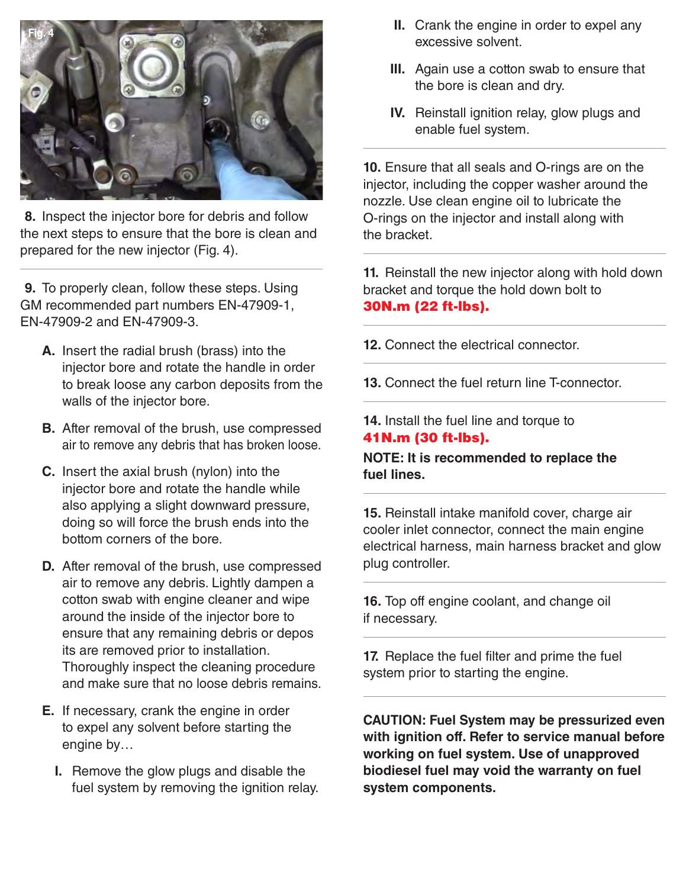Fig. 4

**8.** Inspect the injector bore for debris and follow the next steps to ensure that the bore is clean and prepared for the new injector (Fig. 4).

**9.** To properly clean, follow these steps. Using GM recommended part numbers EN-47909-1, EN-47909-2 and EN-47909-3.

**A.** Insert the radial brush (brass) into the injector bore and rotate the handle in order to break loose any carbon deposits from the walls of the injector bore.

**B.** After removal of the brush, use compressed air to remove any debris that has broken loose.

**C.** Insert the axial brush (nylon) into the injector bore and rotate the handle while also applying a slight downward pressure, doing so will force the brush ends into the bottom corners of the bore.

**D.** After removal of the brush, use compressed air to remove any debris. Lightly dampen a cotton swab with engine cleaner and wipe around the inside of the injector bore to ensure that any remaining debris or depos its are removed prior to installation. Thoroughly inspect the cleaning procedure and make sure that no loose debris remains.

**E.** If necessary, crank the engine in order to expel any solvent before starting the engine by…

**I.** Remove the glow plugs and disable the fuel system by removing the ignition relay.

**II.** Crank the engine in order to expel any excessive solvent.

**III.** Again use a cotton swab to ensure that the bore is clean and dry.

**IV.** Reinstall ignition relay, glow plugs and enable fuel system.

**10.** Ensure that all seals and O-rings are on the injector, including the copper washer around the nozzle. Use clean engine oil to lubricate the O-rings on the injector and install along with the bracket.

**11.** Reinstall the new injector along with hold down bracket and torque the hold down bolt to **30N.m (22 ft-lbs).**

**12.** Connect the electrical connector.

**13.** Connect the fuel return line T-connector.

**14.** Install the fuel line and torque to **41N.m (30 ft-lbs).**

**NOTE: It is recommended to replace the fuel lines.**

**15.** Reinstall intake manifold cover, charge air cooler inlet connector, connect the main engine electrical harness, main harness bracket and glow plug controller.

**16.** Top off engine coolant, and change oil if necessary.

**17.** Replace the fuel filter and prime the fuel system prior to starting the engine.

**CAUTION: Fuel System may be pressurized even with ignition off. Refer to service manual before working on fuel system. Use of unapproved biodiesel fuel may void the warranty on fuel system components.**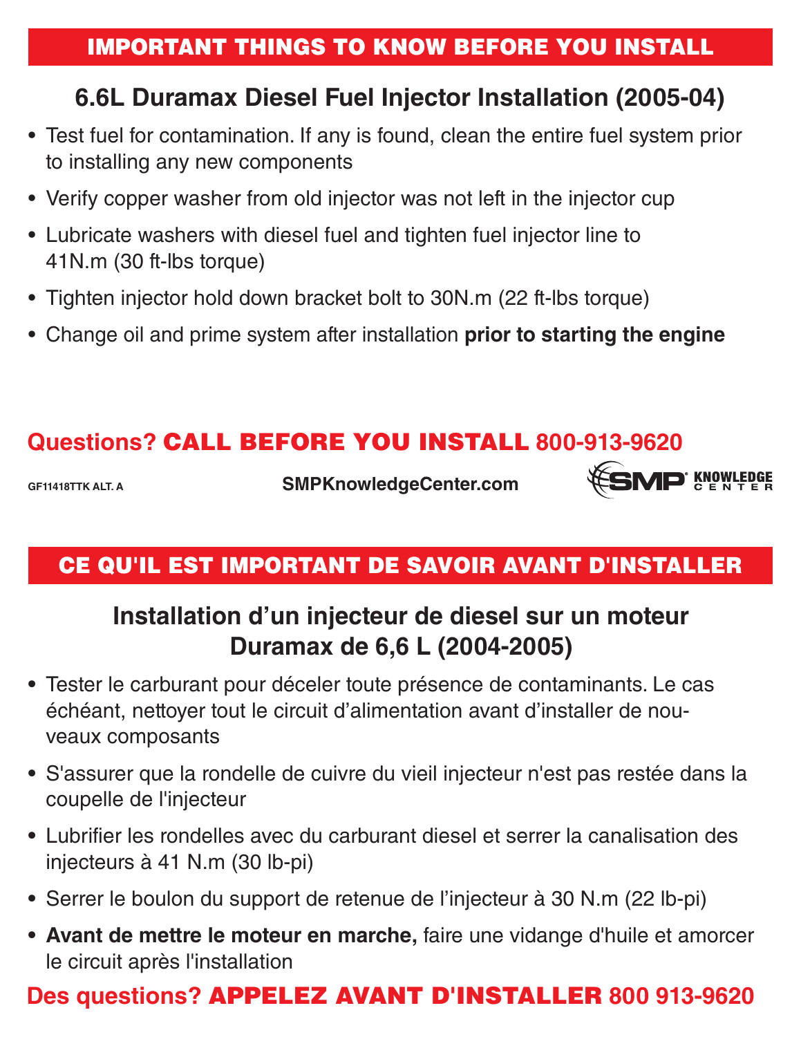## IMPORTANT THINGS TO KNOW BEFORE YOU INSTALL

### 6.6L Duramax Diesel Fuel Injector Installation (2005-04)

- Test fuel for contamination. If any is found, clean the entire fuel system prior to installing any new components
- Verify copper washer from old injector was not left in the injector cup
- Lubricate washers with diesel fuel and tighten fuel injector line to 41N.m (30 ft-lbs torque)
- Tighten injector hold down bracket bolt to 30N.m (22 ft-lbs torque)
- Change oil and prime system after installation **prior to starting the engine**

**Questions? CALL BEFORE YOU INSTALL 800-913-9620**

GF11418TTK ALT. A

**SMPKnowledgeCenter.com**

SMP KNOWLEDGE CENTER

## CE QU'IL EST IMPORTANT DE SAVOIR AVANT D'INSTALLER

### Installation d'un injecteur de diesel sur un moteur Duramax de 6,6 L (2004-2005)

- Tester le carburant pour déceler toute présence de contaminants. Le cas échéant, nettoyer tout le circuit d'alimentation avant d'installer de nouveaux composants
- S'assurer que la rondelle de cuivre du vieil injecteur n'est pas restée dans la coupelle de l'injecteur
- Lubrifier les rondelles avec du carburant diesel et serrer la canalisation des injecteurs à 41 N.m (30 lb-pi)
- Serrer le boulon du support de retenue de l'injecteur à 30 N.m (22 lb-pi)
- **Avant de mettre le moteur en marche,** faire une vidange d'huile et amorcer le circuit après l'installation

**Des questions? APPELEZ AVANT D'INSTALLER 800 913-9620**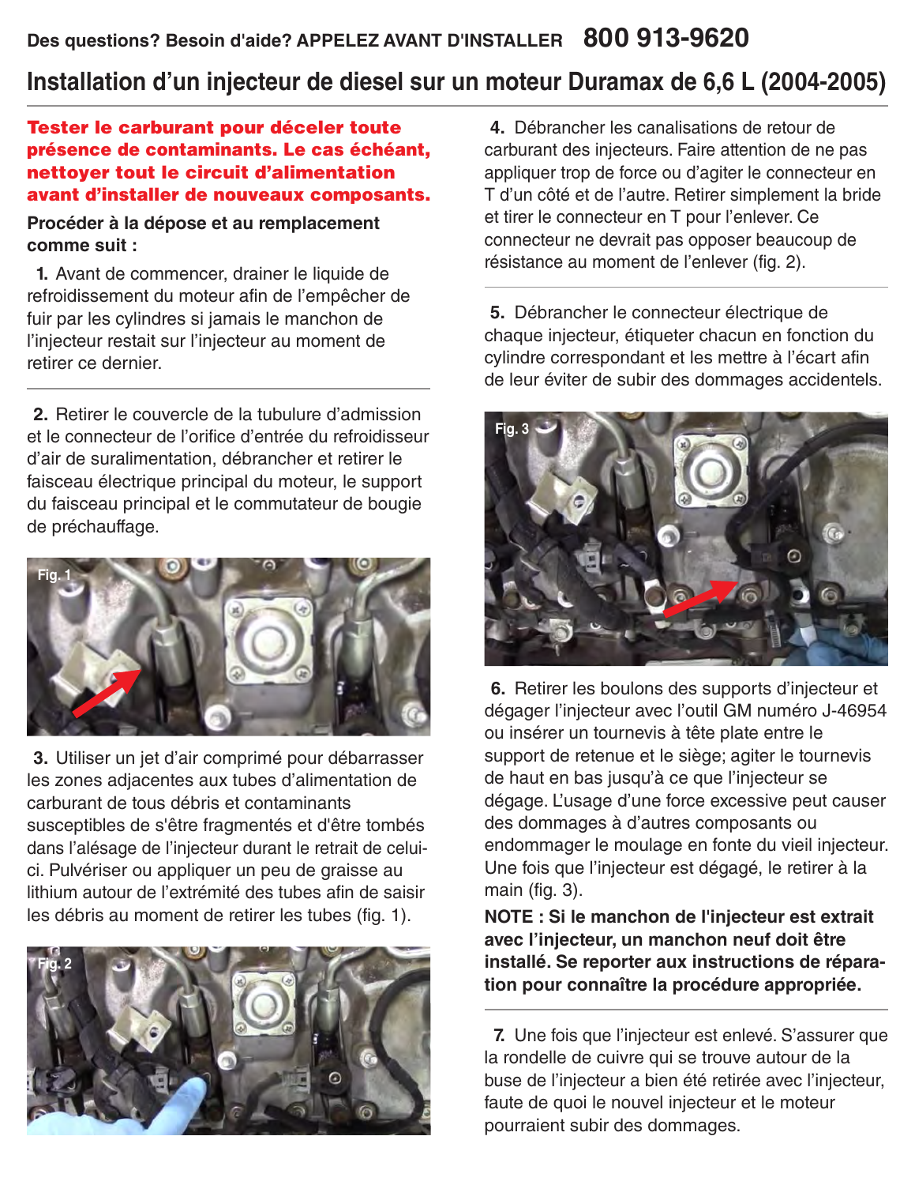Des questions? Besoin d'aide? APPELEZ AVANT D'INSTALLER **800 913-9620**

# Installation d'un injecteur de diesel sur un moteur Duramax de 6,6 L (2004-2005)

**Tester le carburant pour déceler toute présence de contaminants. Le cas échéant, nettoyer tout le circuit d'alimentation avant d'installer de nouveaux composants.**

**Procéder à la dépose et au remplacement comme suit :**

**1.** Avant de commencer, drainer le liquide de refroidissement du moteur afin de l'empêcher de fuir par les cylindres si jamais le manchon de l'injecteur restait sur l'injecteur au moment de retirer ce dernier.

**2.** Retirer le couvercle de la tubulure d'admission et le connecteur de l'orifice d'entrée du refroidisseur d'air de suralimentation, débrancher et retirer le faisceau électrique principal du moteur, le support du faisceau principal et le commutateur de bougie de préchauffage.

Fig. 1

**3.** Utiliser un jet d'air comprimé pour débarrasser les zones adjacentes aux tubes d'alimentation de carburant de tous débris et contaminants susceptibles de s'être fragmentés et d'être tombés dans l'alésage de l'injecteur durant le retrait de celui-ci. Pulvériser ou appliquer un peu de graisse au lithium autour de l'extrémité des tubes afin de saisir les débris au moment de retirer les tubes (fig. 1).

Fig. 2

**4.** Débrancher les canalisations de retour de carburant des injecteurs. Faire attention de ne pas appliquer trop de force ou d'agiter le connecteur en T d'un côté et de l'autre. Retirer simplement la bride et tirer le connecteur en T pour l'enlever. Ce connecteur ne devrait pas opposer beaucoup de résistance au moment de l'enlever (fig. 2).

**5.** Débrancher le connecteur électrique de chaque injecteur, étiqueter chacun en fonction du cylindre correspondant et les mettre à l'écart afin de leur éviter de subir des dommages accidentels.

Fig. 3

**6.** Retirer les boulons des supports d'injecteur et dégager l'injecteur avec l'outil GM numéro J-46954 ou insérer un tournevis à tête plate entre le support de retenue et le siège; agiter le tournevis de haut en bas jusqu'à ce que l'injecteur se dégage. L'usage d'une force excessive peut causer des dommages à d'autres composants ou endommager le moulage en fonte du vieil injecteur. Une fois que l'injecteur est dégagé, le retirer à la main (fig. 3).

**NOTE : Si le manchon de l'injecteur est extrait avec l'injecteur, un manchon neuf doit être installé. Se reporter aux instructions de réparation pour connaître la procédure appropriée.**

**7.** Une fois que l'injecteur est enlevé. S'assurer que la rondelle de cuivre qui se trouve autour de la buse de l'injecteur a bien été retirée avec l'injecteur, faute de quoi le nouvel injecteur et le moteur pourraient subir des dommages.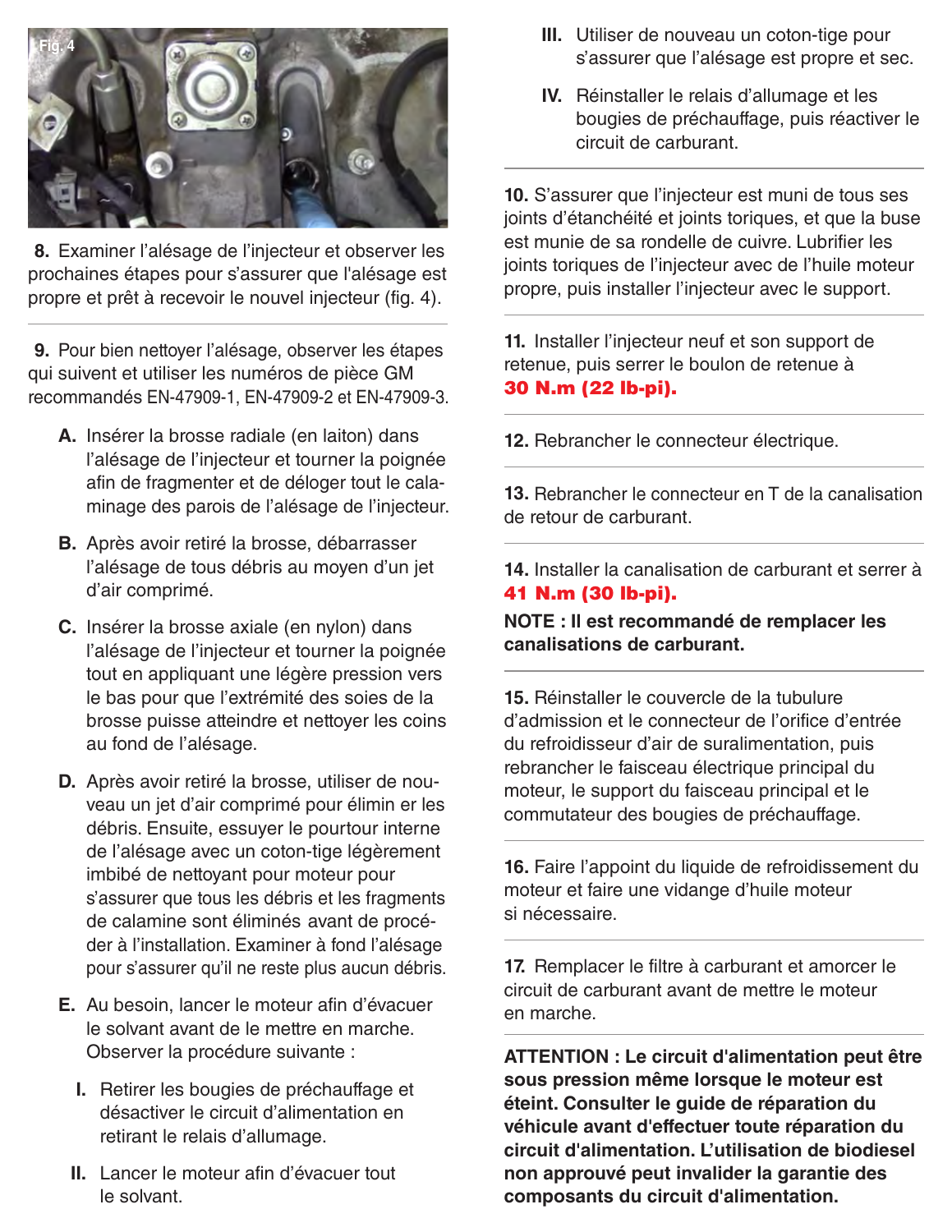8. Examiner l'alésage de l'injecteur et observer les prochaines étapes pour s'assurer que l'alésage est propre et prêt à recevoir le nouvel injecteur (fig. 4).

9. Pour bien nettoyer l'alésage, observer les étapes qui suivent et utiliser les numéros de pièce GM recommandés EN-47909-1, EN-47909-2 et EN-47909-3.

A. Insérer la brosse radiale (en laiton) dans l'alésage de l'injecteur et tourner la poignée afin de fragmenter et de déloger tout le calaminage des parois de l'alésage de l'injecteur.

B. Après avoir retiré la brosse, débarrasser l'alésage de tous débris au moyen d'un jet d'air comprimé.

C. Insérer la brosse axiale (en nylon) dans l'alésage de l'injecteur et tourner la poignée tout en appliquant une légère pression vers le bas pour que l'extrémité des soies de la brosse puisse atteindre et nettoyer les coins au fond de l'alésage.

D. Après avoir retiré la brosse, utiliser de nouveau un jet d'air comprimé pour élimin er les débris. Ensuite, essuyer le pourtour interne de l'alésage avec un coton-tige légèrement imbibé de nettoyant pour moteur pour s'assurer que tous les débris et les fragments de calamine sont éliminés avant de procéder à l'installation. Examiner à fond l'alésage pour s'assurer qu'il ne reste plus aucun débris.

E. Au besoin, lancer le moteur afin d'évacuer le solvant avant de le mettre en marche. Observer la procédure suivante :

I. Retirer les bougies de préchauffage et désactiver le circuit d'alimentation en retirant le relais d'allumage.

II. Lancer le moteur afin d'évacuer tout le solvant.

III. Utiliser de nouveau un coton-tige pour s'assurer que l'alésage est propre et sec.

IV. Réinstaller le relais d'allumage et les bougies de préchauffage, puis réactiver le circuit de carburant.

10. S'assurer que l'injecteur est muni de tous ses joints d'étanchéité et joints toriques, et que la buse est munie de sa rondelle de cuivre. Lubrifier les joints toriques de l'injecteur avec de l'huile moteur propre, puis installer l'injecteur avec le support.

11. Installer l'injecteur neuf et son support de retenue, puis serrer le boulon de retenue à **30 N.m (22 lb-pi).**

12. Rebrancher le connecteur électrique.

13. Rebrancher le connecteur en T de la canalisation de retour de carburant.

14. Installer la canalisation de carburant et serrer à **41 N.m (30 lb-pi).**

**NOTE : Il est recommandé de remplacer les canalisations de carburant.**

15. Réinstaller le couvercle de la tubulure d'admission et le connecteur de l'orifice d'entrée du refroidisseur d'air de suralimentation, puis rebrancher le faisceau électrique principal du moteur, le support du faisceau principal et le commutateur des bougies de préchauffage.

16. Faire l'appoint du liquide de refroidissement du moteur et faire une vidange d'huile moteur si nécessaire.

17. Remplacer le filtre à carburant et amorcer le circuit de carburant avant de mettre le moteur en marche.

**ATTENTION : Le circuit d'alimentation peut être sous pression même lorsque le moteur est éteint. Consulter le guide de réparation du véhicule avant d'effectuer toute réparation du circuit d'alimentation. L'utilisation de biodiesel non approuvé peut invalider la garantie des composants du circuit d'alimentation.**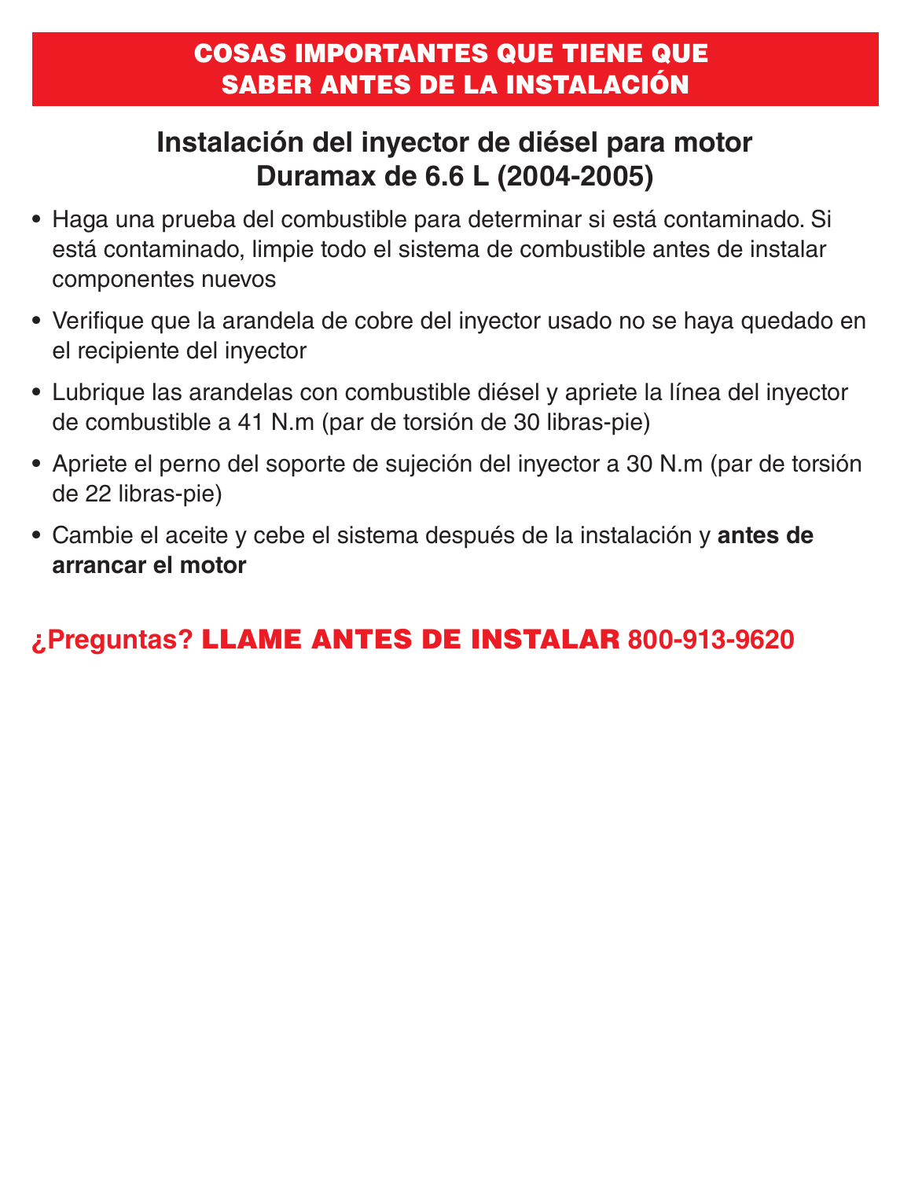# COSAS IMPORTANTES QUE TIENE QUE SABER ANTES DE LA INSTALACIÓN

## Instalación del inyector de diésel para motor Duramax de 6.6 L (2004-2005)

- Haga una prueba del combustible para determinar si está contaminado. Si está contaminado, limpie todo el sistema de combustible antes de instalar componentes nuevos
- Verifique que la arandela de cobre del inyector usado no se haya quedado en el recipiente del inyector
- Lubrique las arandelas con combustible diésel y apriete la línea del inyector de combustible a 41 N.m (par de torsión de 30 libras-pie)
- Apriete el perno del soporte de sujeción del inyector a 30 N.m (par de torsión de 22 libras-pie)
- Cambie el aceite y cebe el sistema después de la instalación y **antes de arrancar el motor**

**¿Preguntas? LLAME ANTES DE INSTALAR 800-913-9620**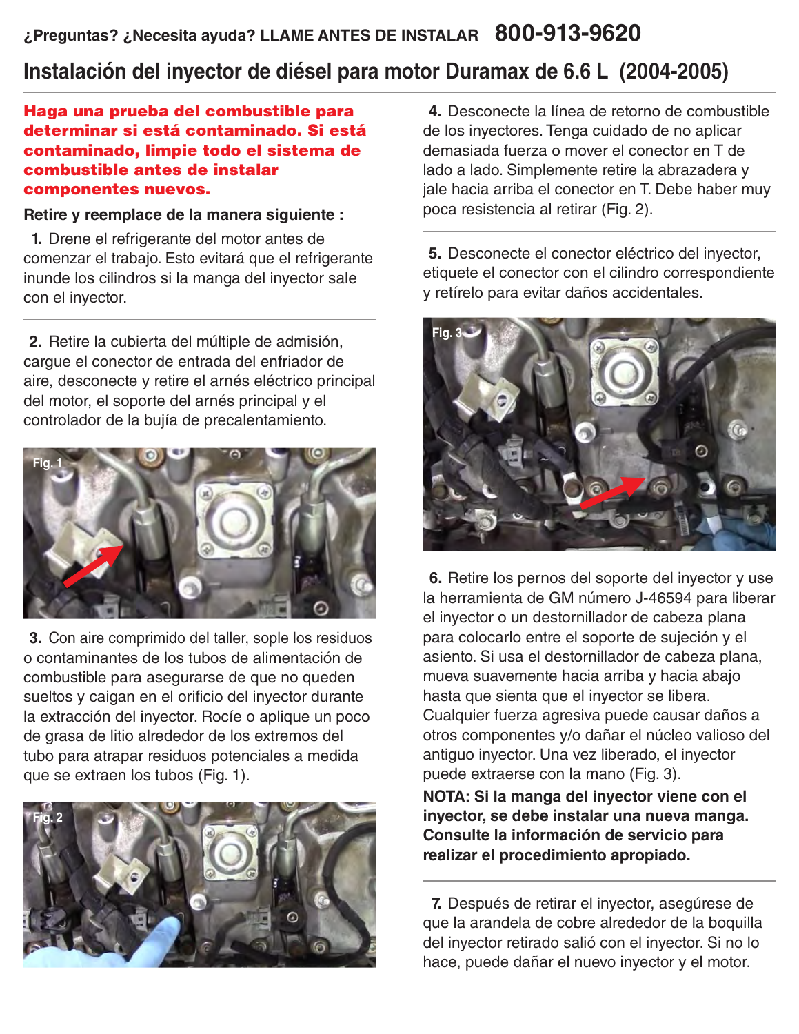¿Preguntas? ¿Necesita ayuda? LLAME ANTES DE INSTALAR **800-913-9620**

# Instalación del inyector de diésel para motor Duramax de 6.6 L (2004-2005)

**Haga una prueba del combustible para determinar si está contaminado. Si está contaminado, limpie todo el sistema de combustible antes de instalar componentes nuevos.**

**Retire y reemplace de la manera siguiente :**

**1.** Drene el refrigerante del motor antes de comenzar el trabajo. Esto evitará que el refrigerante inunde los cilindros si la manga del inyector sale con el inyector.

**2.** Retire la cubierta del múltiple de admisión, cargue el conector de entrada del enfriador de aire, desconecte y retire el arnés eléctrico principal del motor, el soporte del arnés principal y el controlador de la bujía de precalentamiento.

Fig. 1

**3.** Con aire comprimido del taller, sople los residuos o contaminantes de los tubos de alimentación de combustible para asegurarse de que no queden sueltos y caigan en el orificio del inyector durante la extracción del inyector. Rocíe o aplique un poco de grasa de litio alrededor de los extremos del tubo para atrapar residuos potenciales a medida que se extraen los tubos (Fig. 1).

Fig. 2

**4.** Desconecte la línea de retorno de combustible de los inyectores. Tenga cuidado de no aplicar demasiada fuerza o mover el conector en T de lado a lado. Simplemente retire la abrazadera y jale hacia arriba el conector en T. Debe haber muy poca resistencia al retirar (Fig. 2).

**5.** Desconecte el conector eléctrico del inyector, etiquete el conector con el cilindro correspondiente y retírelo para evitar daños accidentales.

Fig. 3

**6.** Retire los pernos del soporte del inyector y use la herramienta de GM número J-46594 para liberar el inyector o un destornillador de cabeza plana para colocarlo entre el soporte de sujeción y el asiento. Si usa el destornillador de cabeza plana, mueva suavemente hacia arriba y hacia abajo hasta que sienta que el inyector se libera. Cualquier fuerza agresiva puede causar daños a otros componentes y/o dañar el núcleo valioso del antiguo inyector. Una vez liberado, el inyector puede extraerse con la mano (Fig. 3).

**NOTA: Si la manga del inyector viene con el inyector, se debe instalar una nueva manga. Consulte la información de servicio para realizar el procedimiento apropiado.**

**7.** Después de retirar el inyector, asegúrese de que la arandela de cobre alrededor de la boquilla del inyector retirado salió con el inyector. Si no lo hace, puede dañar el nuevo inyector y el motor.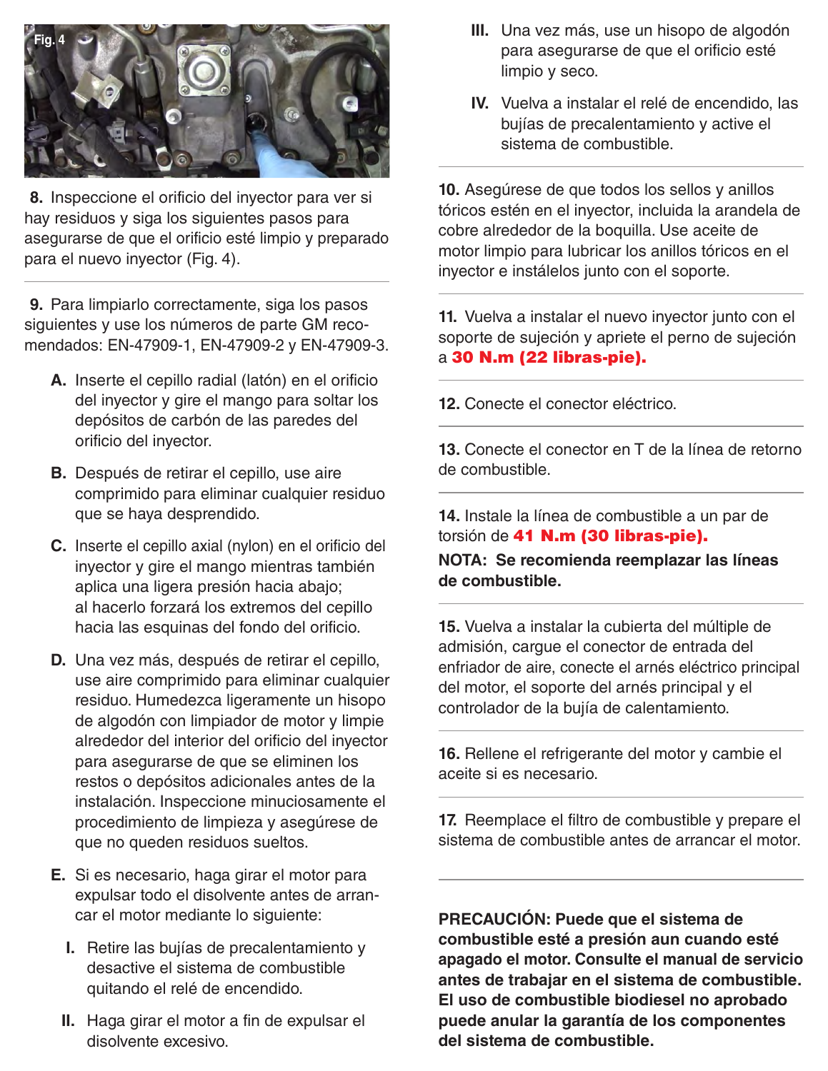Fig. 4

**8.** Inspeccione el orificio del inyector para ver si hay residuos y siga los siguientes pasos para asegurarse de que el orificio esté limpio y preparado para el nuevo inyector (Fig. 4).

---

**9.** Para limpiarlo correctamente, siga los pasos siguientes y use los números de parte GM recomendados: EN-47909-1, EN-47909-2 y EN-47909-3.

- **A.** Inserte el cepillo radial (latón) en el orificio del inyector y gire el mango para soltar los depósitos de carbón de las paredes del orificio del inyector.
- **B.** Después de retirar el cepillo, use aire comprimido para eliminar cualquier residuo que se haya desprendido.
- **C.** Inserte el cepillo axial (nylon) en el orificio del inyector y gire el mango mientras también aplica una ligera presión hacia abajo; al hacerlo forzará los extremos del cepillo hacia las esquinas del fondo del orificio.
- **D.** Una vez más, después de retirar el cepillo, use aire comprimido para eliminar cualquier residuo. Humedezca ligeramente un hisopo de algodón con limpiador de motor y limpie alrededor del interior del orificio del inyector para asegurarse de que se eliminen los restos o depósitos adicionales antes de la instalación. Inspeccione minuciosamente el procedimiento de limpieza y asegúrese de que no queden residuos sueltos.
- **E.** Si es necesario, haga girar el motor para expulsar todo el disolvente antes de arrancar el motor mediante lo siguiente:
  - **I.** Retire las bujías de precalentamiento y desactive el sistema de combustible quitando el relé de encendido.
  - **II.** Haga girar el motor a fin de expulsar el disolvente excesivo.
  - **III.** Una vez más, use un hisopo de algodón para asegurarse de que el orificio esté limpio y seco.
  - **IV.** Vuelva a instalar el relé de encendido, las bujías de precalentamiento y active el sistema de combustible.

---

**10.** Asegúrese de que todos los sellos y anillos tóricos estén en el inyector, incluida la arandela de cobre alrededor de la boquilla. Use aceite de motor limpio para lubricar los anillos tóricos en el inyector e instálelos junto con el soporte.

---

**11.** Vuelva a instalar el nuevo inyector junto con el soporte de sujeción y apriete el perno de sujeción a **30 N.m (22 libras-pie).**

---

**12.** Conecte el conector eléctrico.

---

**13.** Conecte el conector en T de la línea de retorno de combustible.

---

**14.** Instale la línea de combustible a un par de torsión de **41 N.m (30 libras-pie).**

**NOTA: Se recomienda reemplazar las líneas de combustible.**

---

**15.** Vuelva a instalar la cubierta del múltiple de admisión, cargue el conector de entrada del enfriador de aire, conecte el arnés eléctrico principal del motor, el soporte del arnés principal y el controlador de la bujía de calentamiento.

---

**16.** Rellene el refrigerante del motor y cambie el aceite si es necesario.

---

**17.** Reemplace el filtro de combustible y prepare el sistema de combustible antes de arrancar el motor.

---

**PRECAUCIÓN: Puede que el sistema de combustible esté a presión aun cuando esté apagado el motor. Consulte el manual de servicio antes de trabajar en el sistema de combustible. El uso de combustible biodiesel no aprobado puede anular la garantía de los componentes del sistema de combustible.**